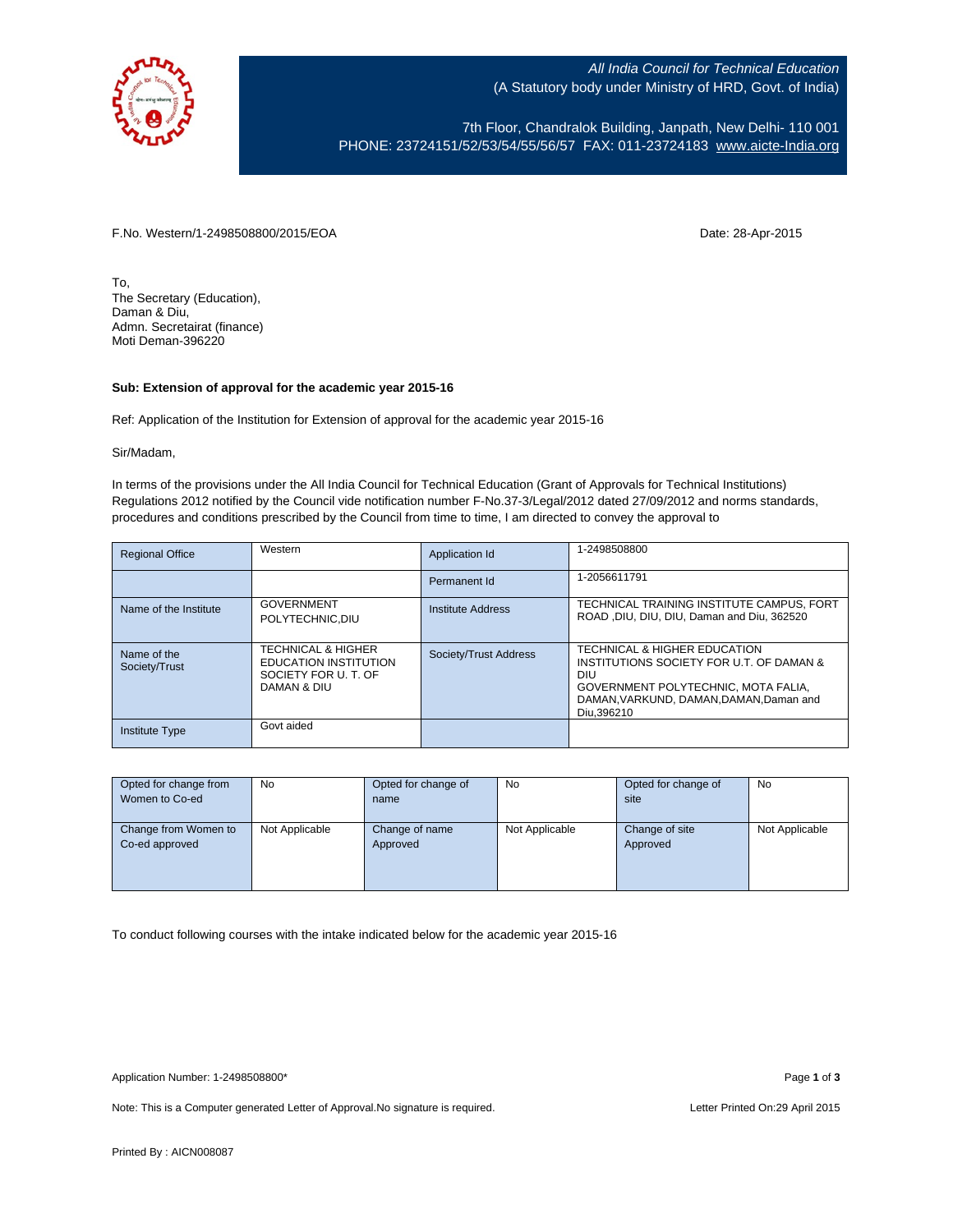*All India Council for Technical Education*
(A Statutory body under Ministry of HRD, Govt. of India)

7th Floor, Chandralok Building, Janpath, New Delhi- 110 001
PHONE: 23724151/52/53/54/55/56/57 FAX: 011-23724183 www.aicte-India.org

F.No. Western/1-2498508800/2015/EOA

Date: 28-Apr-2015

To,
The Secretary (Education),
Daman & Diu,
Admn. Secretairat (finance)
Moti Deman-396220

**Sub: Extension of approval for the academic year 2015-16**

Ref: Application of the Institution for Extension of approval for the academic year 2015-16

Sir/Madam,

In terms of the provisions under the All India Council for Technical Education (Grant of Approvals for Technical Institutions) Regulations 2012 notified by the Council vide notification number F-No.37-3/Legal/2012 dated 27/09/2012 and norms standards, procedures and conditions prescribed by the Council from time to time, I am directed to convey the approval to

| Regional Office | Western | Application Id | 1-2498508800 |
|---|---|---|---|
| | | Permanent Id | 1-2056611791 |
| Name of the Institute | GOVERNMENT POLYTECHNIC,DIU | Institute Address | TECHNICAL TRAINING INSTITUTE CAMPUS, FORT ROAD ,DIU, DIU, DIU, Daman and Diu, 362520 |
| Name of the Society/Trust | TECHNICAL & HIGHER EDUCATION INSTITUTION SOCIETY FOR U. T. OF DAMAN & DIU | Society/Trust Address | TECHNICAL & HIGHER EDUCATION INSTITUTIONS SOCIETY FOR U.T. OF DAMAN & DIU GOVERNMENT POLYTECHNIC, MOTA FALIA, DAMAN,VARKUND, DAMAN,DAMAN,Daman and Diu,396210 |
| Institute Type | Govt aided | | |

| Opted for change from Women to Co-ed | No | Opted for change of name | No | Opted for change of site | No |
|---|---|---|---|---|---|
| Change from Women to Co-ed approved | Not Applicable | Change of name Approved | Not Applicable | Change of site Approved | Not Applicable |

To conduct following courses with the intake indicated below for the academic year 2015-16

Application Number: 1-2498508800*

Note: This is a Computer generated Letter of Approval.No signature is required.

Letter Printed On:29 April 2015

Printed By : AICN008087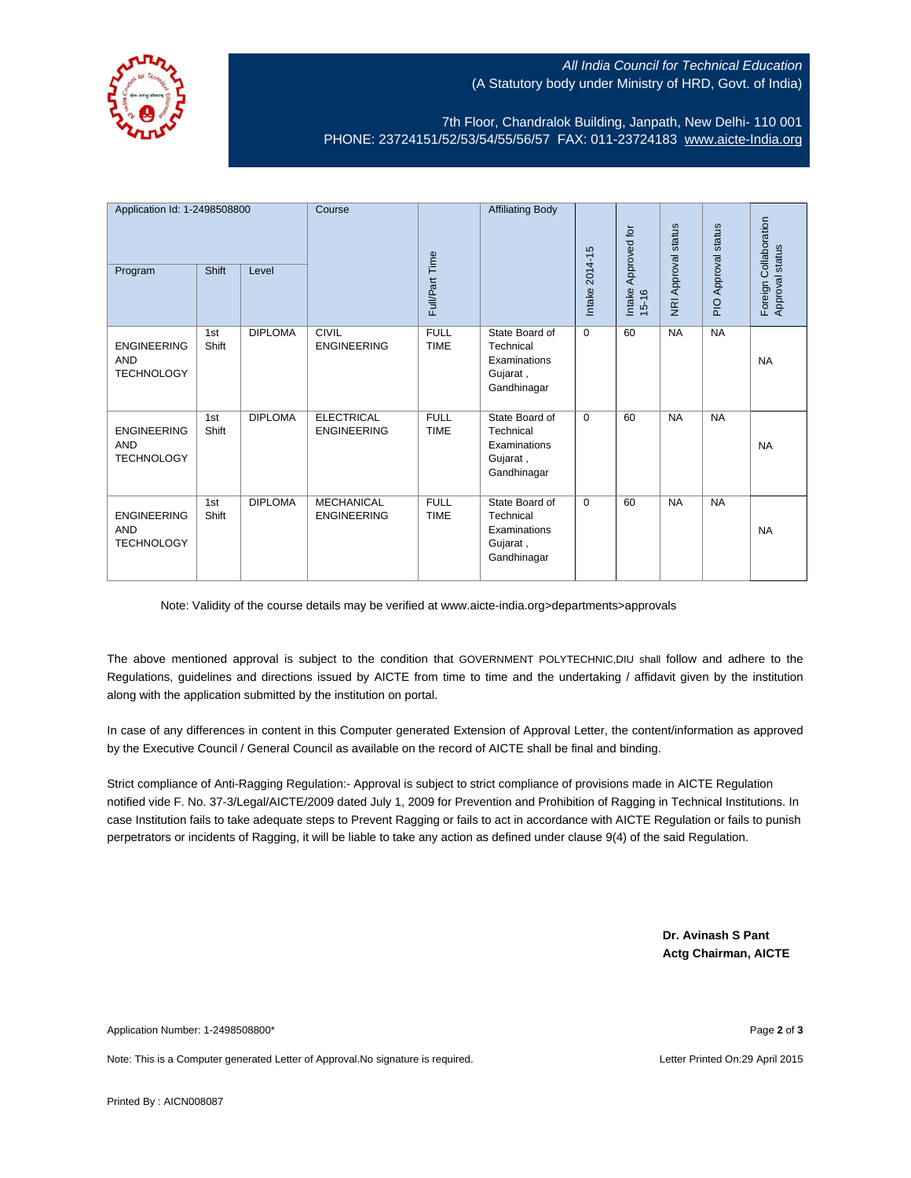*All India Council for Technical Education*
(A Statutory body under Ministry of HRD, Govt. of India)

7th Floor, Chandralok Building, Janpath, New Delhi- 110 001
PHONE: 23724151/52/53/54/55/56/57 FAX: 011-23724183 www.aicte-India.org

| Application Id: 1-2498508800 | | | Course | Full/Part Time | Affiliating Body | Intake 2014-15 | Intake Approved for 15-16 | NRI Approval status | PIO Approval status | Foreign Collaboration Approval status |
|---|---|---|---|---|---|---|---|---|---|---|
| Program | Shift | Level | | | | | | | | |
| ENGINEERING AND TECHNOLOGY | 1st Shift | DIPLOMA | CIVIL ENGINEERING | FULL TIME | State Board of Technical Examinations Gujarat , Gandhinagar | 0 | 60 | NA | NA | NA |
| ENGINEERING AND TECHNOLOGY | 1st Shift | DIPLOMA | ELECTRICAL ENGINEERING | FULL TIME | State Board of Technical Examinations Gujarat , Gandhinagar | 0 | 60 | NA | NA | NA |
| ENGINEERING AND TECHNOLOGY | 1st Shift | DIPLOMA | MECHANICAL ENGINEERING | FULL TIME | State Board of Technical Examinations Gujarat , Gandhinagar | 0 | 60 | NA | NA | NA |

Note: Validity of the course details may be verified at www.aicte-india.org>departments>approvals

The above mentioned approval is subject to the condition that GOVERNMENT POLYTECHNIC,DIU shall follow and adhere to the Regulations, guidelines and directions issued by AICTE from time to time and the undertaking / affidavit given by the institution along with the application submitted by the institution on portal.

In case of any differences in content in this Computer generated Extension of Approval Letter, the content/information as approved by the Executive Council / General Council as available on the record of AICTE shall be final and binding.

Strict compliance of Anti-Ragging Regulation:- Approval is subject to strict compliance of provisions made in AICTE Regulation notified vide F. No. 37-3/Legal/AICTE/2009 dated July 1, 2009 for Prevention and Prohibition of Ragging in Technical Institutions. In case Institution fails to take adequate steps to Prevent Ragging or fails to act in accordance with AICTE Regulation or fails to punish perpetrators or incidents of Ragging, it will be liable to take any action as defined under clause 9(4) of the said Regulation.

**Dr. Avinash S Pant**
**Actg Chairman, AICTE**

Application Number: 1-2498508800*

Note: This is a Computer generated Letter of Approval.No signature is required.

Letter Printed On:29 April 2015

Printed By : AICN008087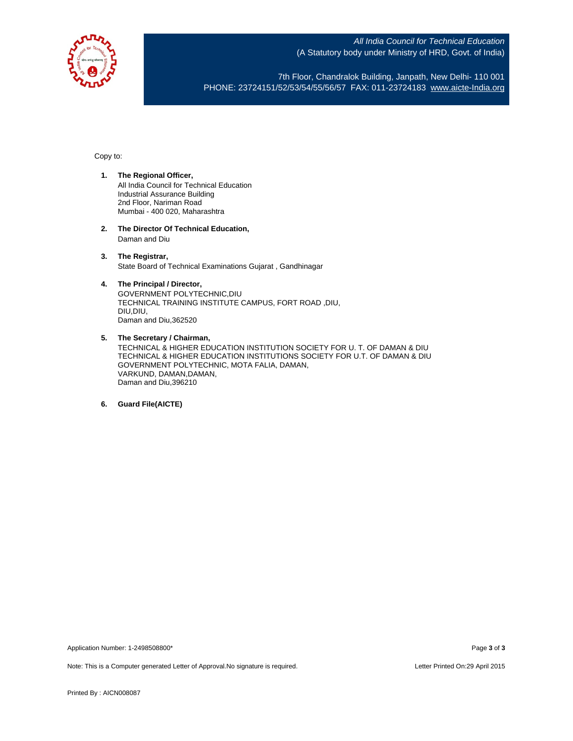Copy to:

1. **The Regional Officer,**
   All India Council for Technical Education
   Industrial Assurance Building
   2nd Floor, Nariman Road
   Mumbai - 400 020, Maharashtra

2. **The Director Of Technical Education,**
   Daman and Diu

3. **The Registrar,**
   State Board of Technical Examinations Gujarat , Gandhinagar

4. **The Principal / Director,**
   GOVERNMENT POLYTECHNIC,DIU
   TECHNICAL TRAINING INSTITUTE CAMPUS, FORT ROAD ,DIU,
   DIU,DIU,
   Daman and Diu,362520

5. **The Secretary / Chairman,**
   TECHNICAL & HIGHER EDUCATION INSTITUTION SOCIETY FOR U. T. OF DAMAN & DIU
   TECHNICAL & HIGHER EDUCATION INSTITUTIONS SOCIETY FOR U.T. OF DAMAN & DIU
   GOVERNMENT POLYTECHNIC, MOTA FALIA, DAMAN,
   VARKUND, DAMAN,DAMAN,
   Daman and Diu,396210

6. **Guard File(AICTE)**

Application Number: 1-2498508800*

Note: This is a Computer generated Letter of Approval.No signature is required.

Letter Printed On:29 April 2015

Printed By : AICN008087